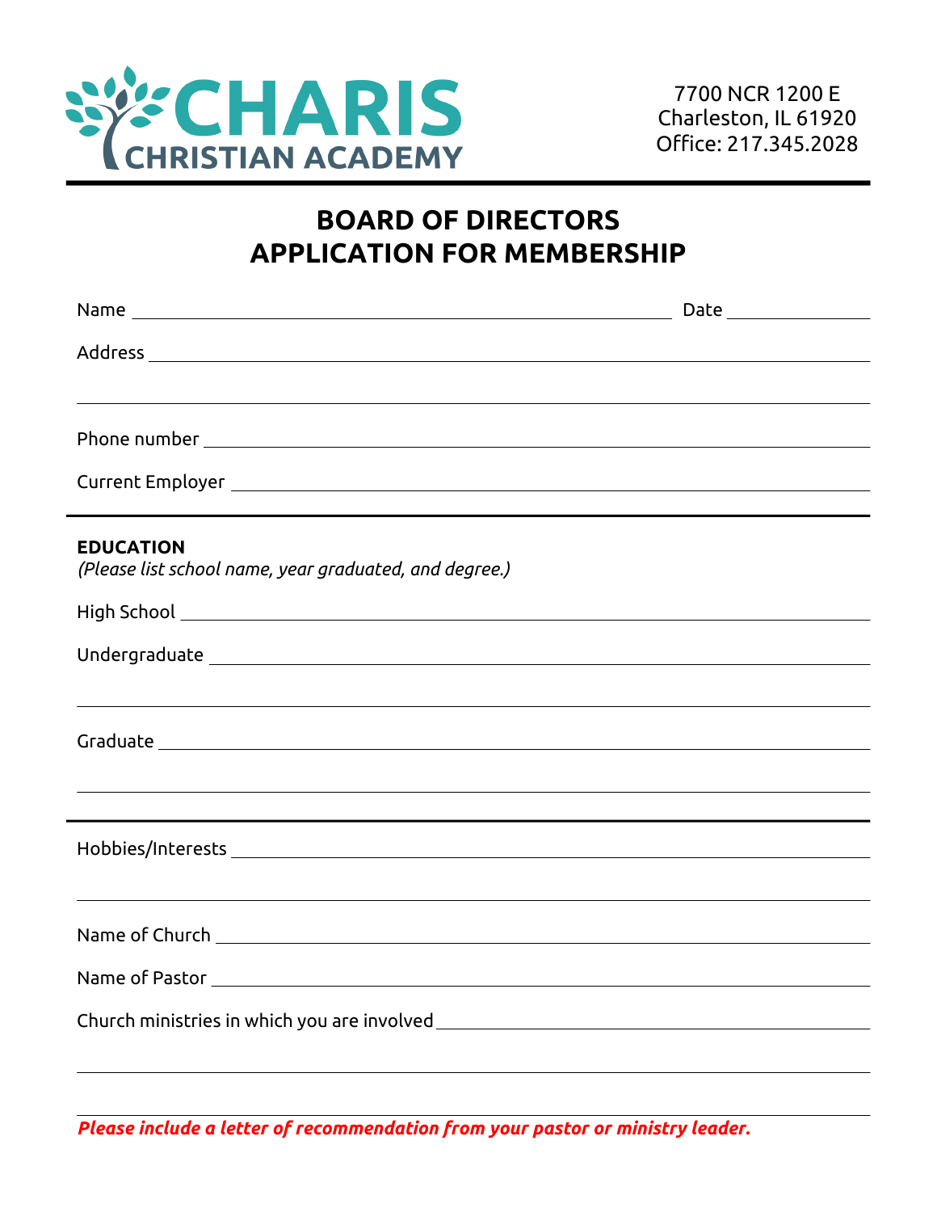CHARIS
CHRISTIAN ACADEMY

7700 NCR 1200 E
Charleston, IL 61920
Office: 217.345.2028

# BOARD OF DIRECTORS
# APPLICATION FOR MEMBERSHIP

Name ________________________________________ Date ______________

Address ____________________________________________________________

____________________________________________________________________

Phone number _______________________________________________________

Current Employer ___________________________________________________

---

**EDUCATION**
*(Please list school name, year graduated, and degree.)*

High School ________________________________________________________

Undergraduate ______________________________________________________

____________________________________________________________________

Graduate ___________________________________________________________

____________________________________________________________________

---

Hobbies/Interests __________________________________________________

____________________________________________________________________

Name of Church _____________________________________________________

Name of Pastor _____________________________________________________

Church ministries in which you are involved ________________________

____________________________________________________________________

____________________________________________________________________

***Please include a letter of recommendation from your pastor or ministry leader.***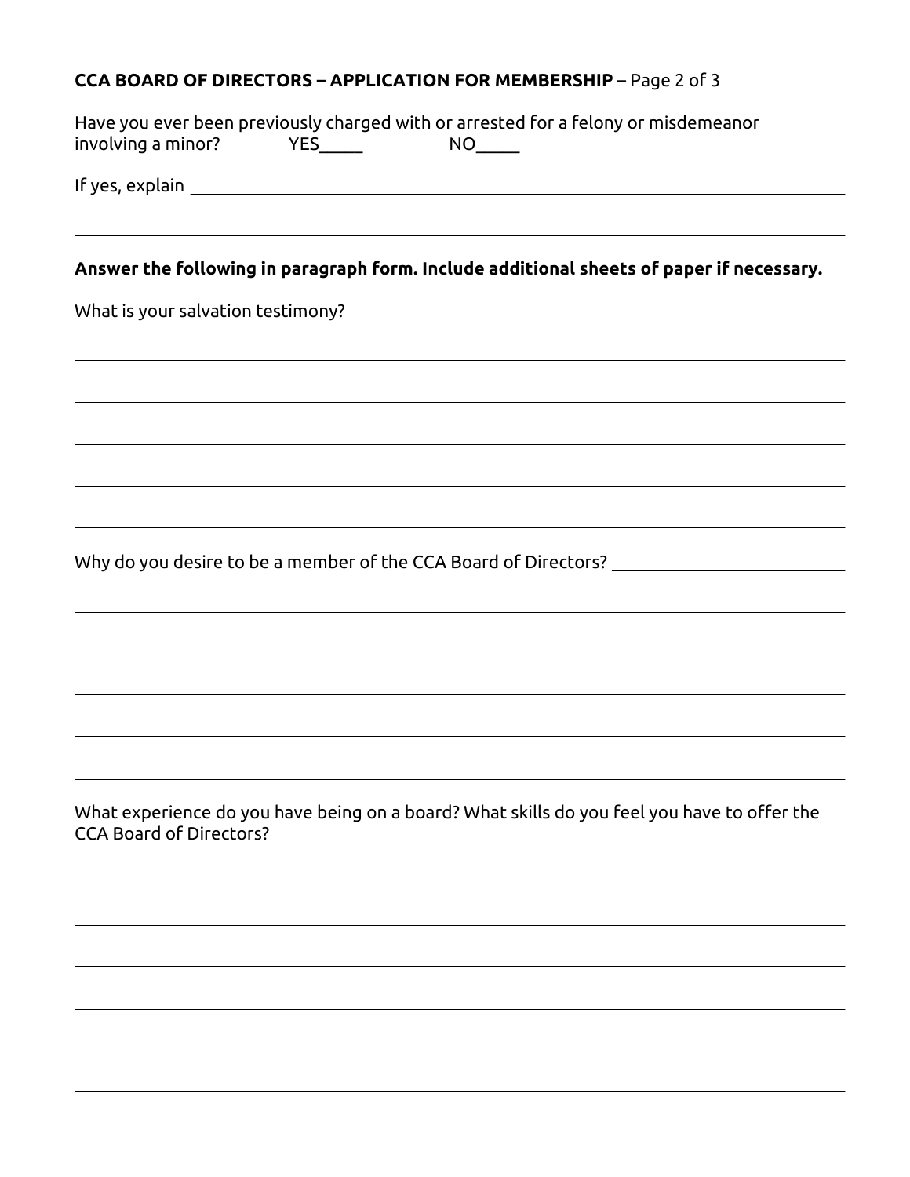**CCA BOARD OF DIRECTORS – APPLICATION FOR MEMBERSHIP** – Page 2 of 3

Have you ever been previously charged with or arrested for a felony or misdemeanor involving a minor? YES_____ NO_____

If yes, explain ________________________________________________________________

______________________________________________________________________________

**Answer the following in paragraph form. Include additional sheets of paper if necessary.**

What is your salvation testimony? ________________________________________________

______________________________________________________________________________

______________________________________________________________________________

______________________________________________________________________________

______________________________________________________________________________

______________________________________________________________________________

Why do you desire to be a member of the CCA Board of Directors? ____________________

______________________________________________________________________________

______________________________________________________________________________

______________________________________________________________________________

______________________________________________________________________________

______________________________________________________________________________

What experience do you have being on a board? What skills do you feel you have to offer the CCA Board of Directors?

______________________________________________________________________________

______________________________________________________________________________

______________________________________________________________________________

______________________________________________________________________________

______________________________________________________________________________

______________________________________________________________________________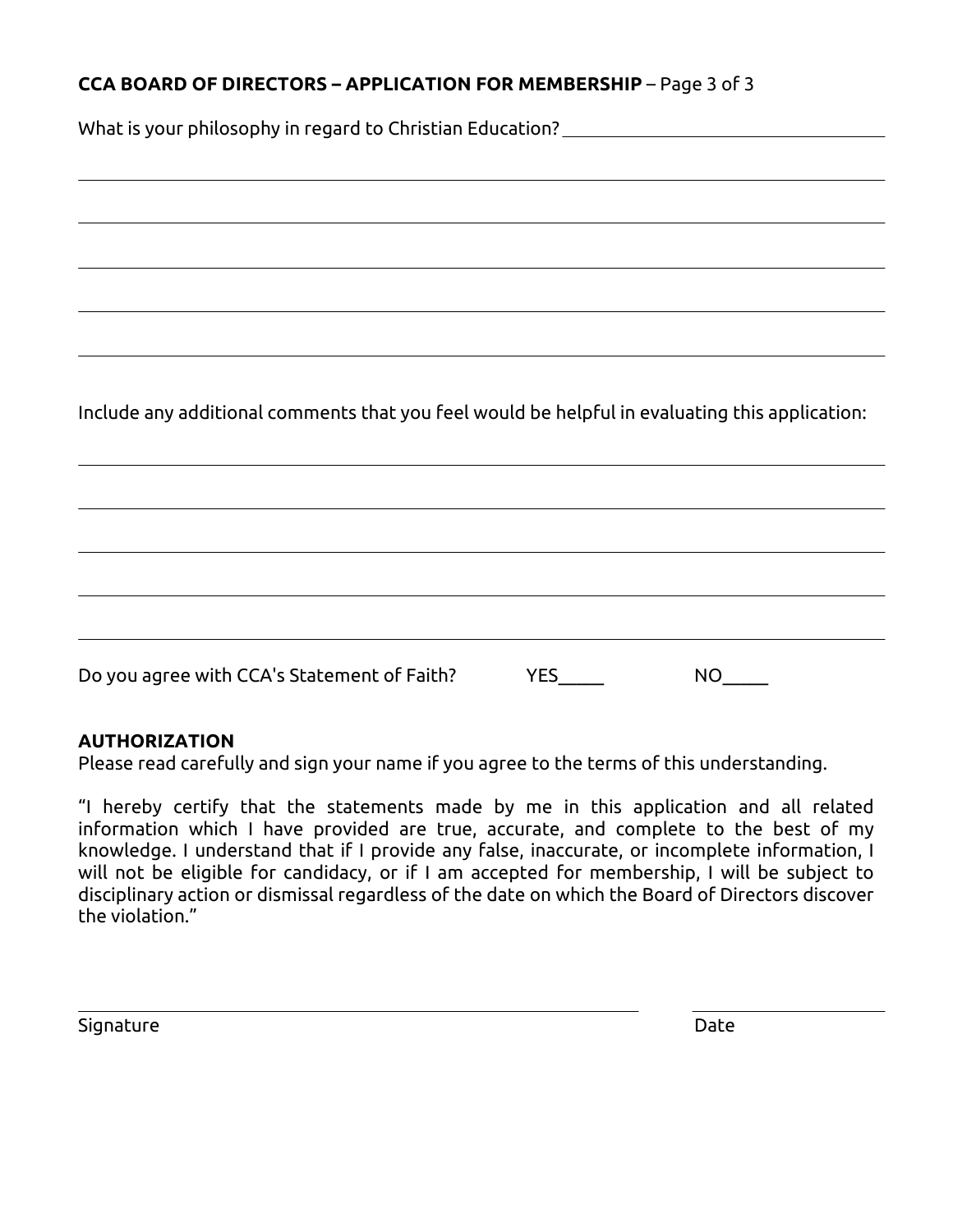**CCA BOARD OF DIRECTORS – APPLICATION FOR MEMBERSHIP** – Page 3 of 3

What is your philosophy in regard to Christian Education? ______________________________

______________________________________________________________________________

______________________________________________________________________________

______________________________________________________________________________

______________________________________________________________________________

______________________________________________________________________________

Include any additional comments that you feel would be helpful in evaluating this application:

______________________________________________________________________________

______________________________________________________________________________

______________________________________________________________________________

______________________________________________________________________________

______________________________________________________________________________

Do you agree with CCA's Statement of Faith? YES_____ NO_____

**AUTHORIZATION**

Please read carefully and sign your name if you agree to the terms of this understanding.

"I hereby certify that the statements made by me in this application and all related information which I have provided are true, accurate, and complete to the best of my knowledge. I understand that if I provide any false, inaccurate, or incomplete information, I will not be eligible for candidacy, or if I am accepted for membership, I will be subject to disciplinary action or dismissal regardless of the date on which the Board of Directors discover the violation."

______________________________________________ ____________________

Signature Date